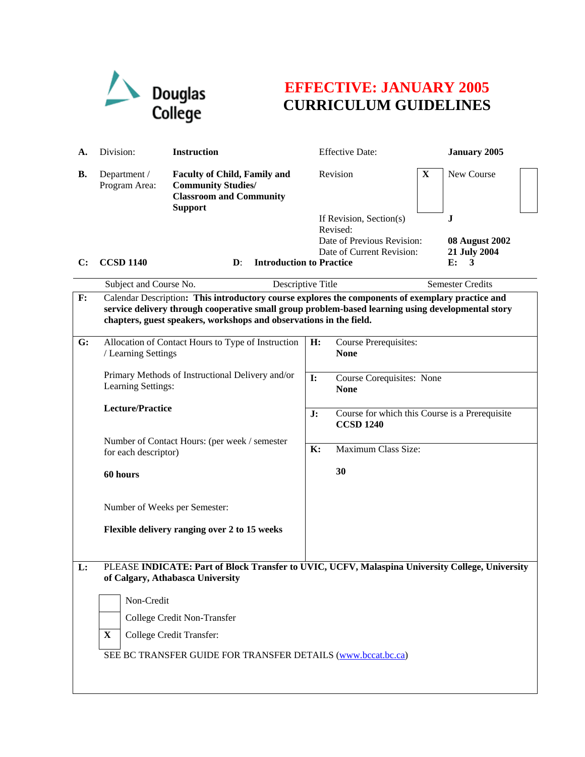Douglas College

# EFFECTIVE: JANUARY 2005
# CURRICULUM GUIDELINES

| | | | | |
|---|---|---|---|---|
| **A.** | Division: | **Instruction** | Effective Date: | **January 2005** |
| **B.** | Department / Program Area: | **Faculty of Child, Family and Community Studies/ Classroom and Community Support** | Revision **X** | New Course |
| | | | If Revision, Section(s) Revised: | **J** |
| | | | Date of Previous Revision: | **08 August 2002** |
| | | | Date of Current Revision: | **21 July 2004** |

| **C:** | **CCSD 1140** | **D:** | **Introduction to Practice** | **E:** | **3** |
|---|---|---|---|---|---|
| | Subject and Course No. | | Descriptive Title | | Semester Credits |

**F:** Calendar Description**: This introductory course explores the components of exemplary practice and service delivery through cooperative small group problem-based learning using developmental story chapters, guest speakers, workshops and observations in the field.**

**G:** Allocation of Contact Hours to Type of Instruction / Learning Settings

Primary Methods of Instructional Delivery and/or Learning Settings:

**Lecture/Practice**

Number of Contact Hours: (per week / semester for each descriptor)

**60 hours**

Number of Weeks per Semester:

**Flexible delivery ranging over 2 to 15 weeks**

**H:** Course Prerequisites:
**None**

**I:** Course Corequisites: None
**None**

**J:** Course for which this Course is a Prerequisite
**CCSD 1240**

**K:** Maximum Class Size:

**30**

**L:** PLEASE **INDICATE: Part of Block Transfer to UVIC, UCFV, Malaspina University College, University of Calgary, Athabasca University**

- [ ] Non-Credit
- [ ] College Credit Non-Transfer
- [X] College Credit Transfer:

SEE BC TRANSFER GUIDE FOR TRANSFER DETAILS (www.bccat.bc.ca)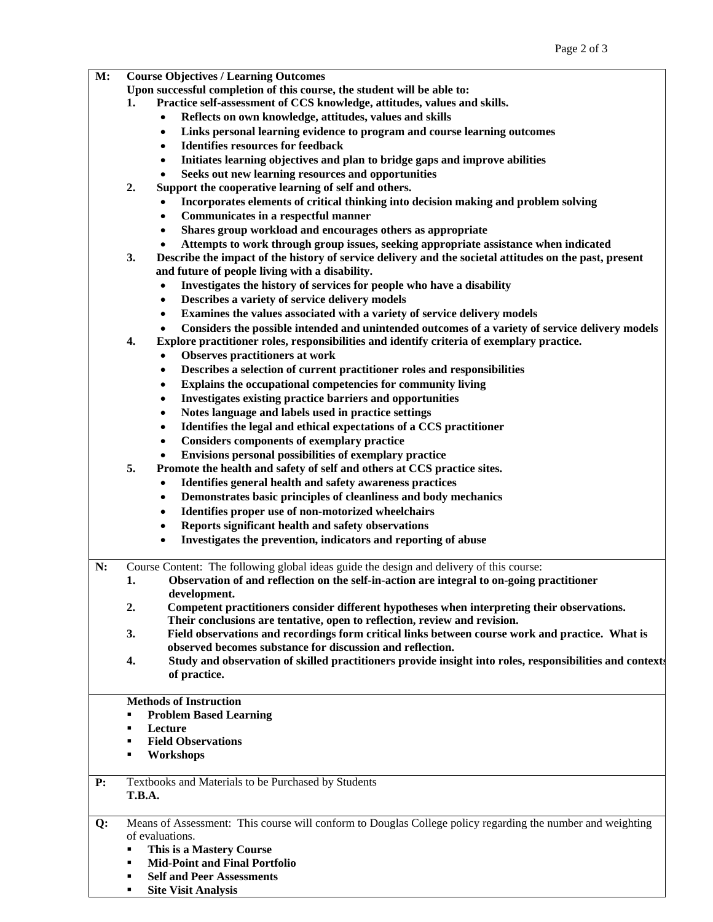**M:** **Course Objectives / Learning Outcomes**

**Upon successful completion of this course, the student will be able to:**

1. **Practice self-assessment of CCS knowledge, attitudes, values and skills.**
   - **Reflects on own knowledge, attitudes, values and skills**
   - **Links personal learning evidence to program and course learning outcomes**
   - **Identifies resources for feedback**
   - **Initiates learning objectives and plan to bridge gaps and improve abilities**
   - **Seeks out new learning resources and opportunities**
2. **Support the cooperative learning of self and others.**
   - **Incorporates elements of critical thinking into decision making and problem solving**
   - **Communicates in a respectful manner**
   - **Shares group workload and encourages others as appropriate**
   - **Attempts to work through group issues, seeking appropriate assistance when indicated**
3. **Describe the impact of the history of service delivery and the societal attitudes on the past, present and future of people living with a disability.**
   - **Investigates the history of services for people who have a disability**
   - **Describes a variety of service delivery models**
   - **Examines the values associated with a variety of service delivery models**
   - **Considers the possible intended and unintended outcomes of a variety of service delivery models**
4. **Explore practitioner roles, responsibilities and identify criteria of exemplary practice.**
   - **Observes practitioners at work**
   - **Describes a selection of current practitioner roles and responsibilities**
   - **Explains the occupational competencies for community living**
   - **Investigates existing practice barriers and opportunities**
   - **Notes language and labels used in practice settings**
   - **Identifies the legal and ethical expectations of a CCS practitioner**
   - **Considers components of exemplary practice**
   - **Envisions personal possibilities of exemplary practice**
5. **Promote the health and safety of self and others at CCS practice sites.**
   - **Identifies general health and safety awareness practices**
   - **Demonstrates basic principles of cleanliness and body mechanics**
   - **Identifies proper use of non-motorized wheelchairs**
   - **Reports significant health and safety observations**
   - **Investigates the prevention, indicators and reporting of abuse**

**N:** Course Content: The following global ideas guide the design and delivery of this course:

1. **Observation of and reflection on the self-in-action are integral to on-going practitioner development.**
2. **Competent practitioners consider different hypotheses when interpreting their observations. Their conclusions are tentative, open to reflection, review and revision.**
3. **Field observations and recordings form critical links between course work and practice. What is observed becomes substance for discussion and reflection.**
4. **Study and observation of skilled practitioners provide insight into roles, responsibilities and contexts of practice.**

**Methods of Instruction**

- **Problem Based Learning**
- **Lecture**
- **Field Observations**
- **Workshops**

**P:** Textbooks and Materials to be Purchased by Students

**T.B.A.**

**Q:** Means of Assessment: This course will conform to Douglas College policy regarding the number and weighting of evaluations.

- **This is a Mastery Course**
- **Mid-Point and Final Portfolio**
- **Self and Peer Assessments**
- **Site Visit Analysis**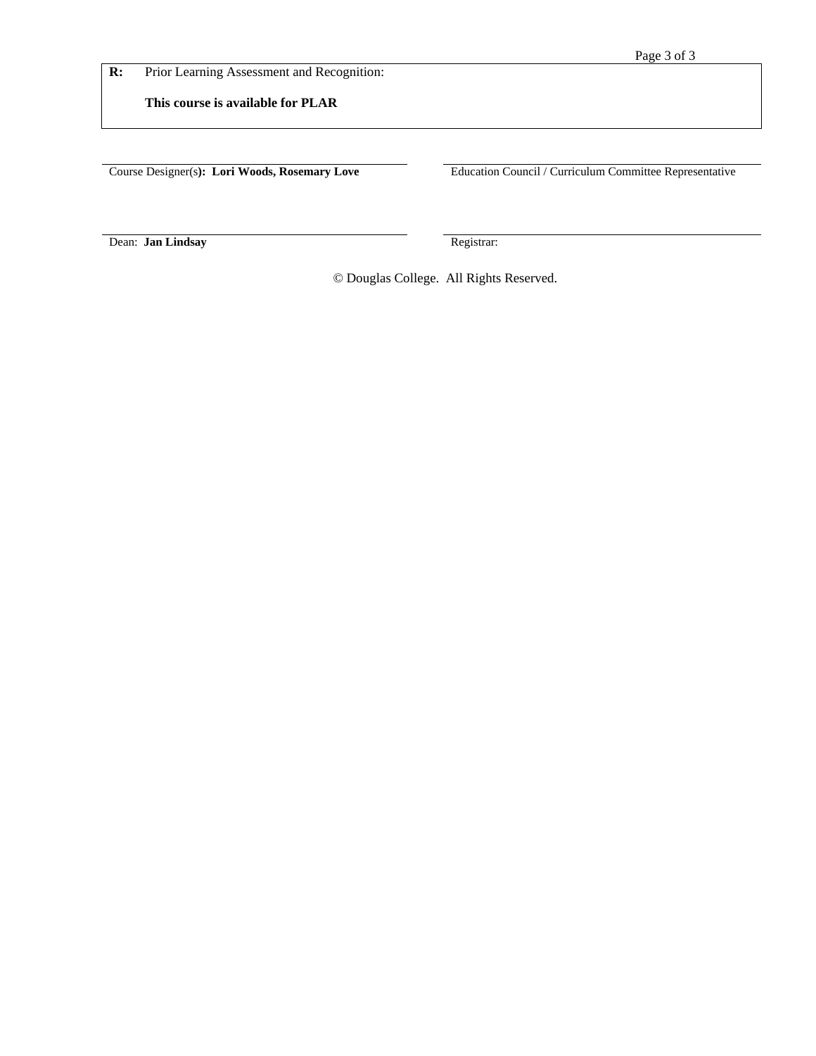**R:** Prior Learning Assessment and Recognition:

**This course is available for PLAR**

Course Designer(s): **Lori Woods, Rosemary Love**

Education Council / Curriculum Committee Representative

Dean: **Jan Lindsay**

Registrar:

© Douglas College. All Rights Reserved.